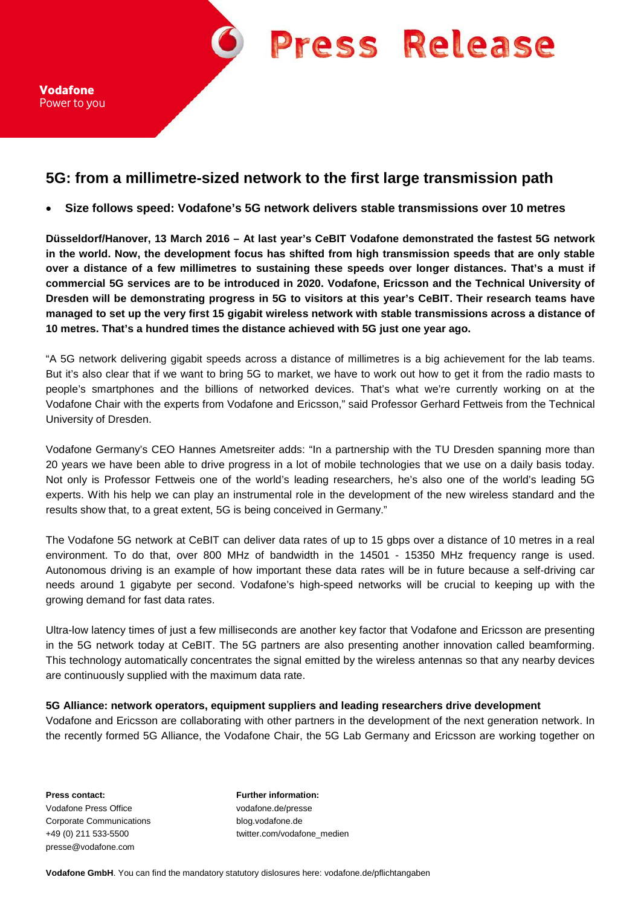Vodafone
Power to you

# Press Release

## 5G: from a millimetre-sized network to the first large transmission path

- **Size follows speed: Vodafone's 5G network delivers stable transmissions over 10 metres**

**Düsseldorf/Hanover, 13 March 2016 – At last year's CeBIT Vodafone demonstrated the fastest 5G network in the world. Now, the development focus has shifted from high transmission speeds that are only stable over a distance of a few millimetres to sustaining these speeds over longer distances. That's a must if commercial 5G services are to be introduced in 2020. Vodafone, Ericsson and the Technical University of Dresden will be demonstrating progress in 5G to visitors at this year's CeBIT. Their research teams have managed to set up the very first 15 gigabit wireless network with stable transmissions across a distance of 10 metres. That's a hundred times the distance achieved with 5G just one year ago.**

"A 5G network delivering gigabit speeds across a distance of millimetres is a big achievement for the lab teams. But it's also clear that if we want to bring 5G to market, we have to work out how to get it from the radio masts to people's smartphones and the billions of networked devices. That's what we're currently working on at the Vodafone Chair with the experts from Vodafone and Ericsson," said Professor Gerhard Fettweis from the Technical University of Dresden.

Vodafone Germany's CEO Hannes Ametsreiter adds: "In a partnership with the TU Dresden spanning more than 20 years we have been able to drive progress in a lot of mobile technologies that we use on a daily basis today. Not only is Professor Fettweis one of the world's leading researchers, he's also one of the world's leading 5G experts. With his help we can play an instrumental role in the development of the new wireless standard and the results show that, to a great extent, 5G is being conceived in Germany."

The Vodafone 5G network at CeBIT can deliver data rates of up to 15 gbps over a distance of 10 metres in a real environment. To do that, over 800 MHz of bandwidth in the 14501 - 15350 MHz frequency range is used. Autonomous driving is an example of how important these data rates will be in future because a self-driving car needs around 1 gigabyte per second. Vodafone's high-speed networks will be crucial to keeping up with the growing demand for fast data rates.

Ultra-low latency times of just a few milliseconds are another key factor that Vodafone and Ericsson are presenting in the 5G network today at CeBIT. The 5G partners are also presenting another innovation called beamforming. This technology automatically concentrates the signal emitted by the wireless antennas so that any nearby devices are continuously supplied with the maximum data rate.

**5G Alliance: network operators, equipment suppliers and leading researchers drive development**

Vodafone and Ericsson are collaborating with other partners in the development of the next generation network. In the recently formed 5G Alliance, the Vodafone Chair, the 5G Lab Germany and Ericsson are working together on

**Press contact:**
Vodafone Press Office
Corporate Communications
+49 (0) 211 533-5500
presse@vodafone.com

**Further information:**
vodafone.de/presse
blog.vodafone.de
twitter.com/vodafone_medien

**Vodafone GmbH**. You can find the mandatory statutory dislosures here: vodafone.de/pflichtangaben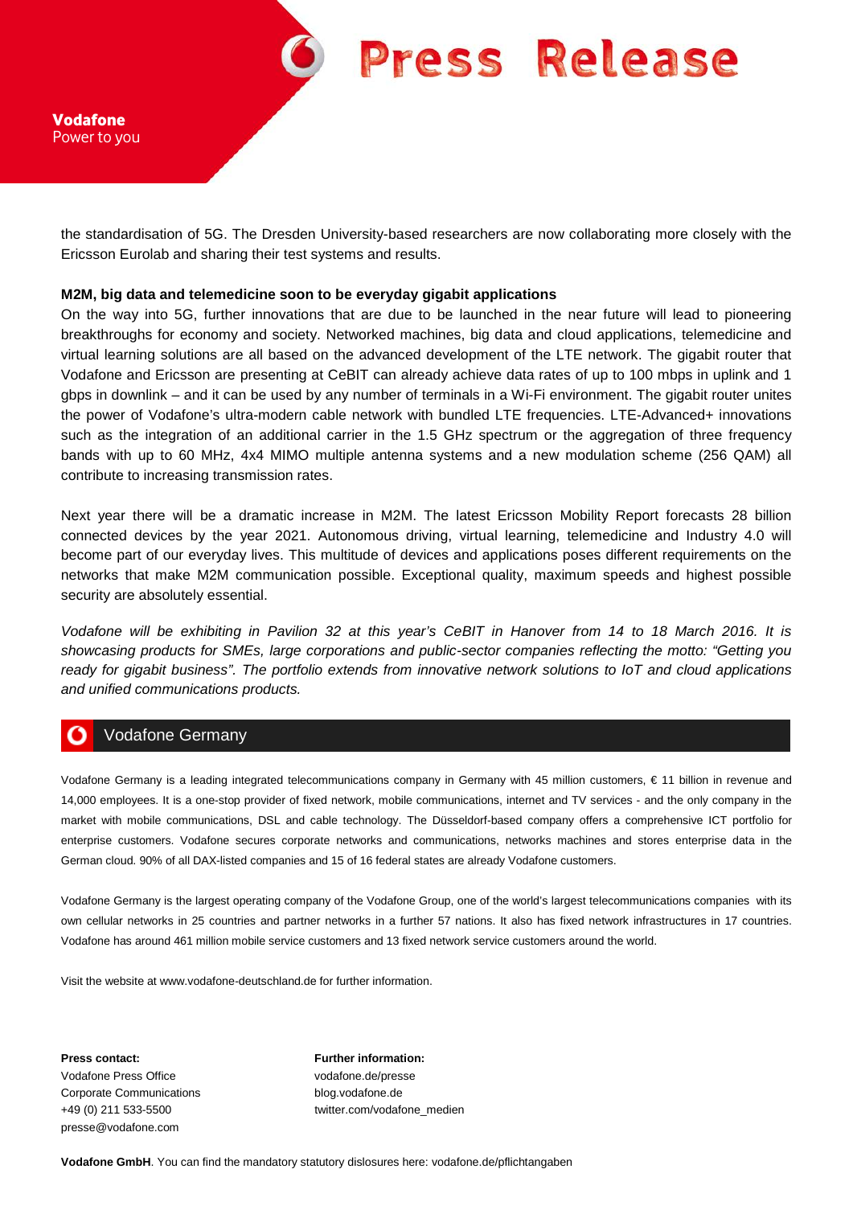the standardisation of 5G. The Dresden University-based researchers are now collaborating more closely with the Ericsson Eurolab and sharing their test systems and results.

**M2M, big data and telemedicine soon to be everyday gigabit applications**

On the way into 5G, further innovations that are due to be launched in the near future will lead to pioneering breakthroughs for economy and society. Networked machines, big data and cloud applications, telemedicine and virtual learning solutions are all based on the advanced development of the LTE network. The gigabit router that Vodafone and Ericsson are presenting at CeBIT can already achieve data rates of up to 100 mbps in uplink and 1 gbps in downlink – and it can be used by any number of terminals in a Wi-Fi environment. The gigabit router unites the power of Vodafone's ultra-modern cable network with bundled LTE frequencies. LTE-Advanced+ innovations such as the integration of an additional carrier in the 1.5 GHz spectrum or the aggregation of three frequency bands with up to 60 MHz, 4x4 MIMO multiple antenna systems and a new modulation scheme (256 QAM) all contribute to increasing transmission rates.

Next year there will be a dramatic increase in M2M. The latest Ericsson Mobility Report forecasts 28 billion connected devices by the year 2021. Autonomous driving, virtual learning, telemedicine and Industry 4.0 will become part of our everyday lives. This multitude of devices and applications poses different requirements on the networks that make M2M communication possible. Exceptional quality, maximum speeds and highest possible security are absolutely essential.

*Vodafone will be exhibiting in Pavilion 32 at this year's CeBIT in Hanover from 14 to 18 March 2016. It is showcasing products for SMEs, large corporations and public-sector companies reflecting the motto: "Getting you ready for gigabit business". The portfolio extends from innovative network solutions to IoT and cloud applications and unified communications products.*

## Vodafone Germany

Vodafone Germany is a leading integrated telecommunications company in Germany with 45 million customers, € 11 billion in revenue and 14,000 employees. It is a one-stop provider of fixed network, mobile communications, internet and TV services - and the only company in the market with mobile communications, DSL and cable technology. The Düsseldorf-based company offers a comprehensive ICT portfolio for enterprise customers. Vodafone secures corporate networks and communications, networks machines and stores enterprise data in the German cloud. 90% of all DAX-listed companies and 15 of 16 federal states are already Vodafone customers.

Vodafone Germany is the largest operating company of the Vodafone Group, one of the world's largest telecommunications companies with its own cellular networks in 25 countries and partner networks in a further 57 nations. It also has fixed network infrastructures in 17 countries. Vodafone has around 461 million mobile service customers and 13 fixed network service customers around the world.

Visit the website at www.vodafone-deutschland.de for further information.

**Press contact:**
Vodafone Press Office
Corporate Communications
+49 (0) 211 533-5500
presse@vodafone.com

**Further information:**
vodafone.de/presse
blog.vodafone.de
twitter.com/vodafone_medien

**Vodafone GmbH**. You can find the mandatory statutory dislosures here: vodafone.de/pflichtangaben